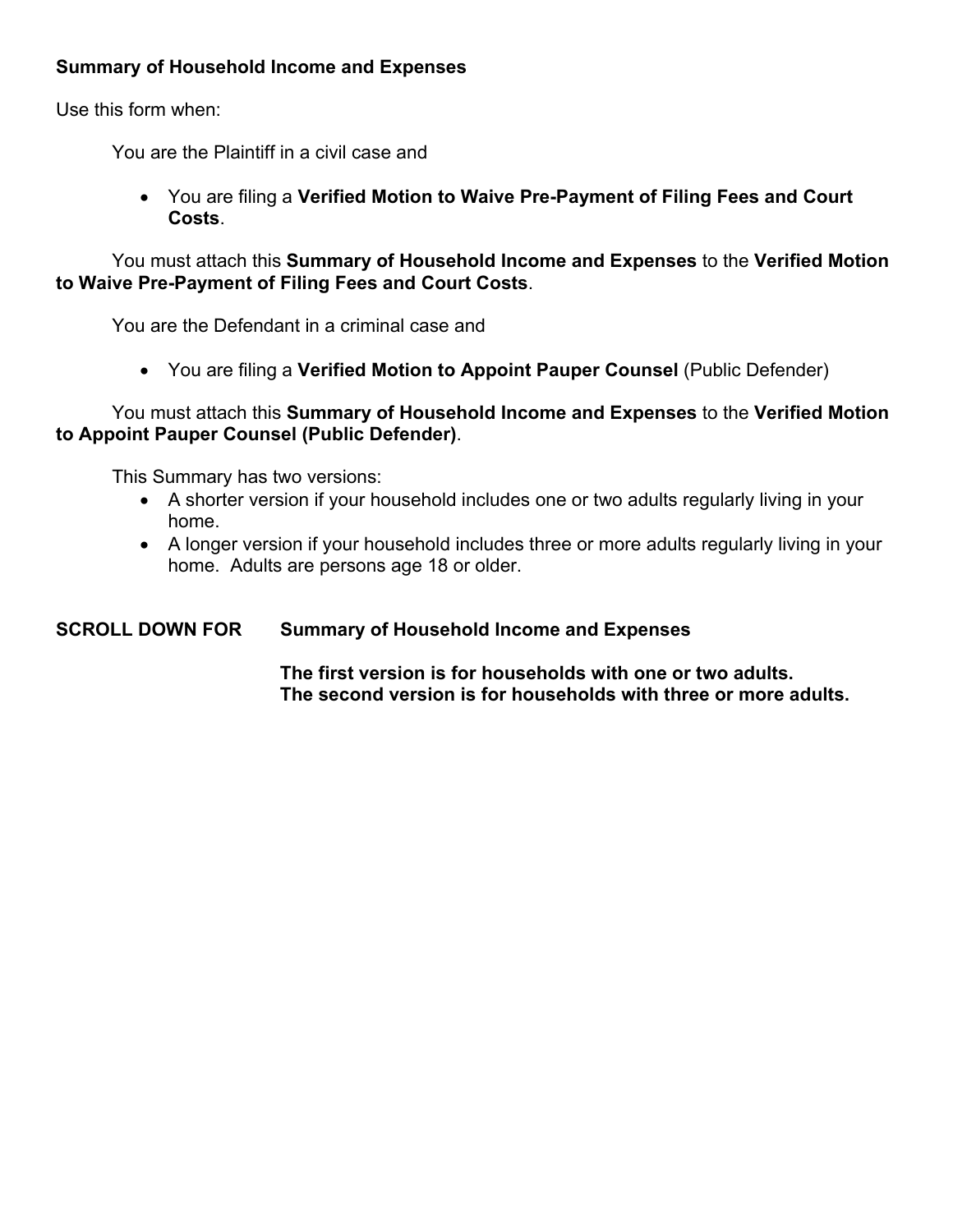**Summary of Household Income and Expenses**

Use this form when:

You are the Plaintiff in a civil case and

- You are filing a **Verified Motion to Waive Pre-Payment of Filing Fees and Court Costs**.

You must attach this **Summary of Household Income and Expenses** to the **Verified Motion to Waive Pre-Payment of Filing Fees and Court Costs**.

You are the Defendant in a criminal case and

- You are filing a **Verified Motion to Appoint Pauper Counsel** (Public Defender)

You must attach this **Summary of Household Income and Expenses** to the **Verified Motion to Appoint Pauper Counsel (Public Defender)**.

This Summary has two versions:

- A shorter version if your household includes one or two adults regularly living in your home.
- A longer version if your household includes three or more adults regularly living in your home. Adults are persons age 18 or older.

**SCROLL DOWN FOR Summary of Household Income and Expenses**

**The first version is for households with one or two adults.**
**The second version is for households with three or more adults.**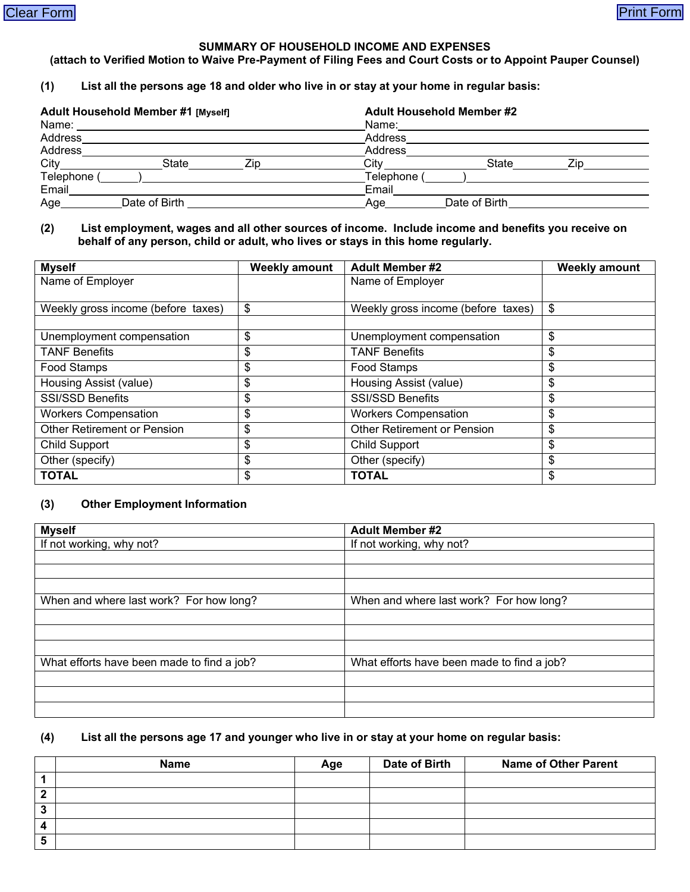Clear Form                                                                                     Print Form

## SUMMARY OF HOUSEHOLD INCOME AND EXPENSES

**(attach to Verified Motion to Waive Pre-Payment of Filing Fees and Court Costs or to Appoint Pauper Counsel)**

**(1) List all the persons age 18 and older who live in or stay at your home in regular basis:**

| **Adult Household Member #1** [Myself] | **Adult Household Member #2** |
|---|---|
| Name: ______________________ | Name: ______________________ |
| Address ______________________ | Address ______________________ |
| Address ______________________ | Address ______________________ |
| City ________ State ______ Zip ________ | City ________ State ______ Zip ________ |
| Telephone (_____) ______________ | Telephone (_____) ______________ |
| Email ______________________ | Email ______________________ |
| Age ______ Date of Birth ______________ | Age ______ Date of Birth ______________ |

**(2) List employment, wages and all other sources of income. Include income and benefits you receive on behalf of any person, child or adult, who lives or stays in this home regularly.**

| **Myself** | **Weekly amount** | **Adult Member #2** | **Weekly amount** |
|---|---|---|---|
| Name of Employer | | Name of Employer | |
| Weekly gross income (before taxes) | $ | Weekly gross income (before taxes) | $ |
| | | | |
| Unemployment compensation | $ | Unemployment compensation | $ |
| TANF Benefits | $ | TANF Benefits | $ |
| Food Stamps | $ | Food Stamps | $ |
| Housing Assist (value) | $ | Housing Assist (value) | $ |
| SSI/SSD Benefits | $ | SSI/SSD Benefits | $ |
| Workers Compensation | $ | Workers Compensation | $ |
| Other Retirement or Pension | $ | Other Retirement or Pension | $ |
| Child Support | $ | Child Support | $ |
| Other (specify) | $ | Other (specify) | $ |
| **TOTAL** | $ | **TOTAL** | $ |

**(3) Other Employment Information**

| **Myself** | **Adult Member #2** |
|---|---|
| If not working, why not? | If not working, why not? |
| | |
| | |
| | |
| When and where last work? For how long? | When and where last work? For how long? |
| | |
| | |
| | |
| What efforts have been made to find a job? | What efforts have been made to find a job? |
| | |
| | |
| | |

**(4) List all the persons age 17 and younger who live in or stay at your home on regular basis:**

| | **Name** | **Age** | **Date of Birth** | **Name of Other Parent** |
|---|---|---|---|---|
| **1** | | | | |
| **2** | | | | |
| **3** | | | | |
| **4** | | | | |
| **5** | | | | |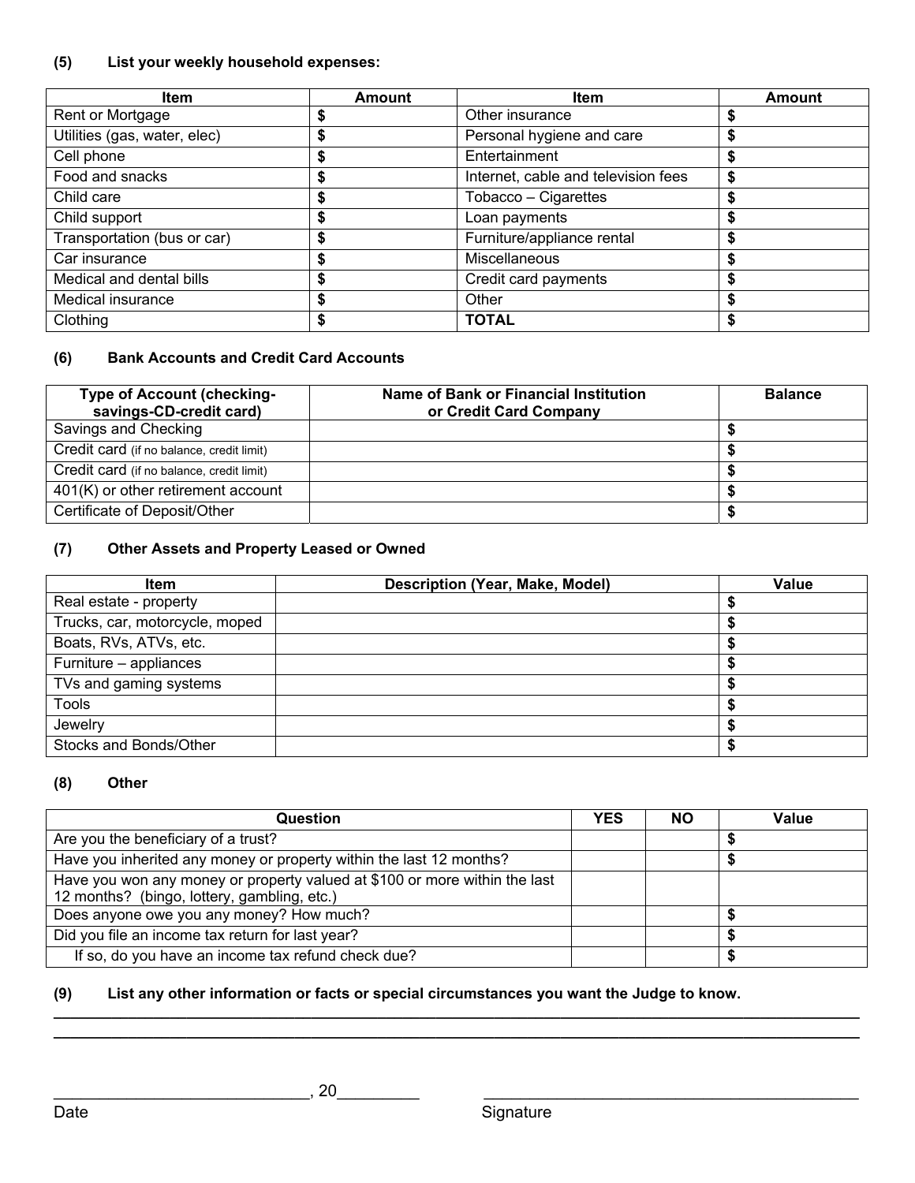**(5) List your weekly household expenses:**

| Item | Amount | Item | Amount |
|---|---|---|---|
| Rent or Mortgage | $ | Other insurance | $ |
| Utilities (gas, water, elec) | $ | Personal hygiene and care | $ |
| Cell phone | $ | Entertainment | $ |
| Food and snacks | $ | Internet, cable and television fees | $ |
| Child care | $ | Tobacco – Cigarettes | $ |
| Child support | $ | Loan payments | $ |
| Transportation (bus or car) | $ | Furniture/appliance rental | $ |
| Car insurance | $ | Miscellaneous | $ |
| Medical and dental bills | $ | Credit card payments | $ |
| Medical insurance | $ | Other | $ |
| Clothing | $ | **TOTAL** | $ |

**(6) Bank Accounts and Credit Card Accounts**

| Type of Account (checking-savings-CD-credit card) | Name of Bank or Financial Institution or Credit Card Company | Balance |
|---|---|---|
| Savings and Checking | | $ |
| Credit card (if no balance, credit limit) | | $ |
| Credit card (if no balance, credit limit) | | $ |
| 401(K) or other retirement account | | $ |
| Certificate of Deposit/Other | | $ |

**(7) Other Assets and Property Leased or Owned**

| Item | Description (Year, Make, Model) | Value |
|---|---|---|
| Real estate - property | | $ |
| Trucks, car, motorcycle, moped | | $ |
| Boats, RVs, ATVs, etc. | | $ |
| Furniture – appliances | | $ |
| TVs and gaming systems | | $ |
| Tools | | $ |
| Jewelry | | $ |
| Stocks and Bonds/Other | | $ |

**(8) Other**

| Question | YES | NO | Value |
|---|---|---|---|
| Are you the beneficiary of a trust? | | | $ |
| Have you inherited any money or property within the last 12 months? | | | $ |
| Have you won any money or property valued at $100 or more within the last 12 months? (bingo, lottery, gambling, etc.) | | | |
| Does anyone owe you any money? How much? | | | $ |
| Did you file an income tax return for last year? | | | $ |
| If so, do you have an income tax refund check due? | | | $ |

**(9) List any other information or facts or special circumstances you want the Judge to know.**

____________________________________________________________________________________

____________________________________________________________________________________

____________________________, 20_________ ____________________________________________

Date Signature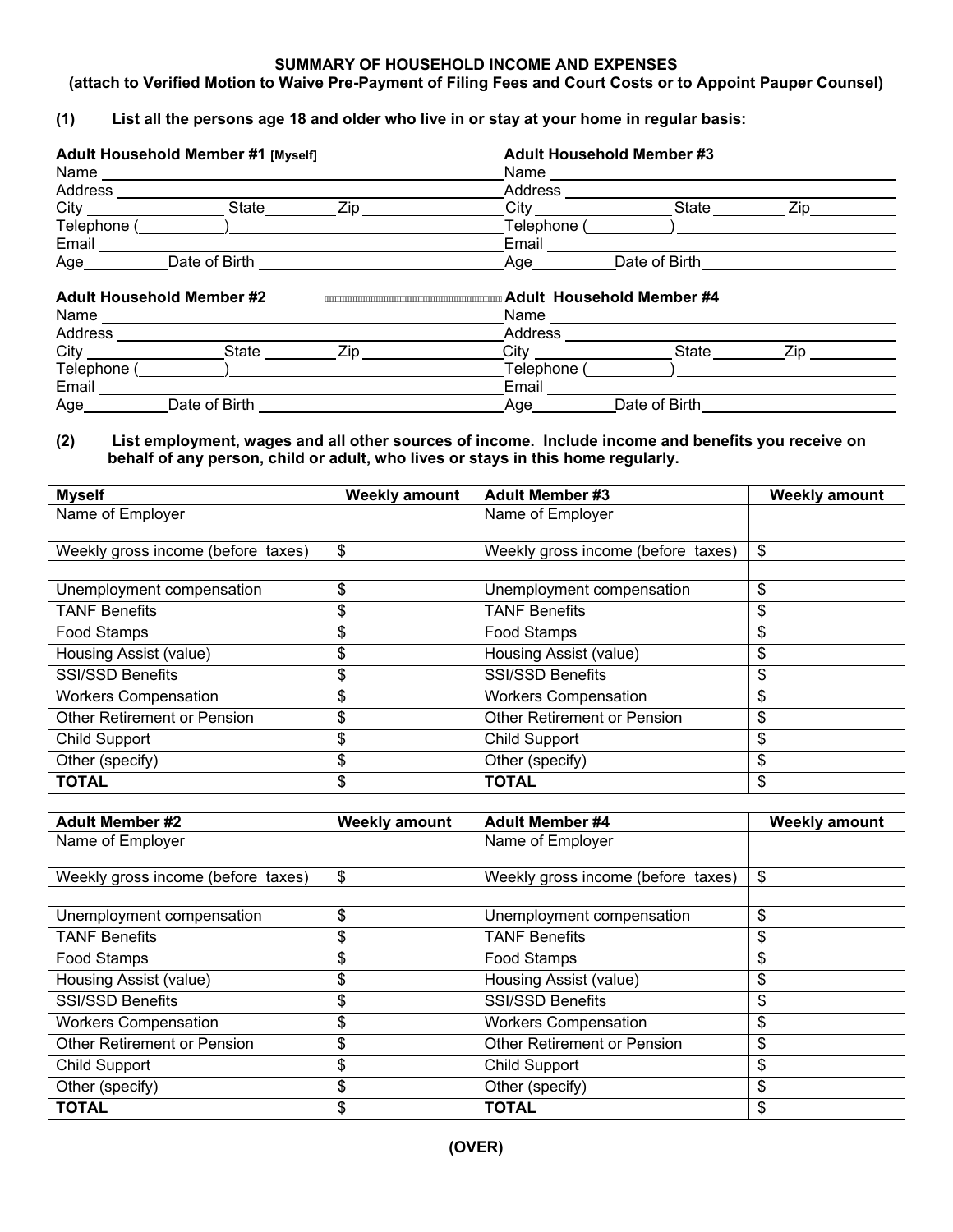**SUMMARY OF HOUSEHOLD INCOME AND EXPENSES**
**(attach to Verified Motion to Waive Pre-Payment of Filing Fees and Court Costs or to Appoint Pauper Counsel)**

**(1) List all the persons age 18 and older who live in or stay at your home in regular basis:**

**Adult Household Member #1 [Myself]**
Name ______________________________
Address ______________________________
City ____________ State ________ Zip ____________
Telephone (________) ______________________
Email ______________________________
Age ________ Date of Birth ______________________

**Adult Household Member #3**
Name ______________________________
Address ______________________________
City ____________ State ________ Zip ____________
Telephone (________) ______________________
Email ______________________________
Age ________ Date of Birth ______________________

**Adult Household Member #2**
Name ______________________________
Address ______________________________
City ____________ State ________ Zip ____________
Telephone (________) ______________________
Email ______________________________
Age ________ Date of Birth ______________________

**Adult Household Member #4**
Name ______________________________
Address ______________________________
City ____________ State ________ Zip ____________
Telephone (________) ______________________
Email ______________________________
Age ________ Date of Birth ______________________

**(2) List employment, wages and all other sources of income. Include income and benefits you receive on behalf of any person, child or adult, who lives or stays in this home regularly.**

| **Myself** | **Weekly amount** | **Adult Member #3** | **Weekly amount** |
|---|---|---|---|
| Name of Employer | | Name of Employer | |
| Weekly gross income (before taxes) | $ | Weekly gross income (before taxes) | $ |
| | | | |
| Unemployment compensation | $ | Unemployment compensation | $ |
| TANF Benefits | $ | TANF Benefits | $ |
| Food Stamps | $ | Food Stamps | $ |
| Housing Assist (value) | $ | Housing Assist (value) | $ |
| SSI/SSD Benefits | $ | SSI/SSD Benefits | $ |
| Workers Compensation | $ | Workers Compensation | $ |
| Other Retirement or Pension | $ | Other Retirement or Pension | $ |
| Child Support | $ | Child Support | $ |
| Other (specify) | $ | Other (specify) | $ |
| **TOTAL** | $ | **TOTAL** | $ |

| **Adult Member #2** | **Weekly amount** | **Adult Member #4** | **Weekly amount** |
|---|---|---|---|
| Name of Employer | | Name of Employer | |
| Weekly gross income (before taxes) | $ | Weekly gross income (before taxes) | $ |
| | | | |
| Unemployment compensation | $ | Unemployment compensation | $ |
| TANF Benefits | $ | TANF Benefits | $ |
| Food Stamps | $ | Food Stamps | $ |
| Housing Assist (value) | $ | Housing Assist (value) | $ |
| SSI/SSD Benefits | $ | SSI/SSD Benefits | $ |
| Workers Compensation | $ | Workers Compensation | $ |
| Other Retirement or Pension | $ | Other Retirement or Pension | $ |
| Child Support | $ | Child Support | $ |
| Other (specify) | $ | Other (specify) | $ |
| **TOTAL** | $ | **TOTAL** | $ |

**(OVER)**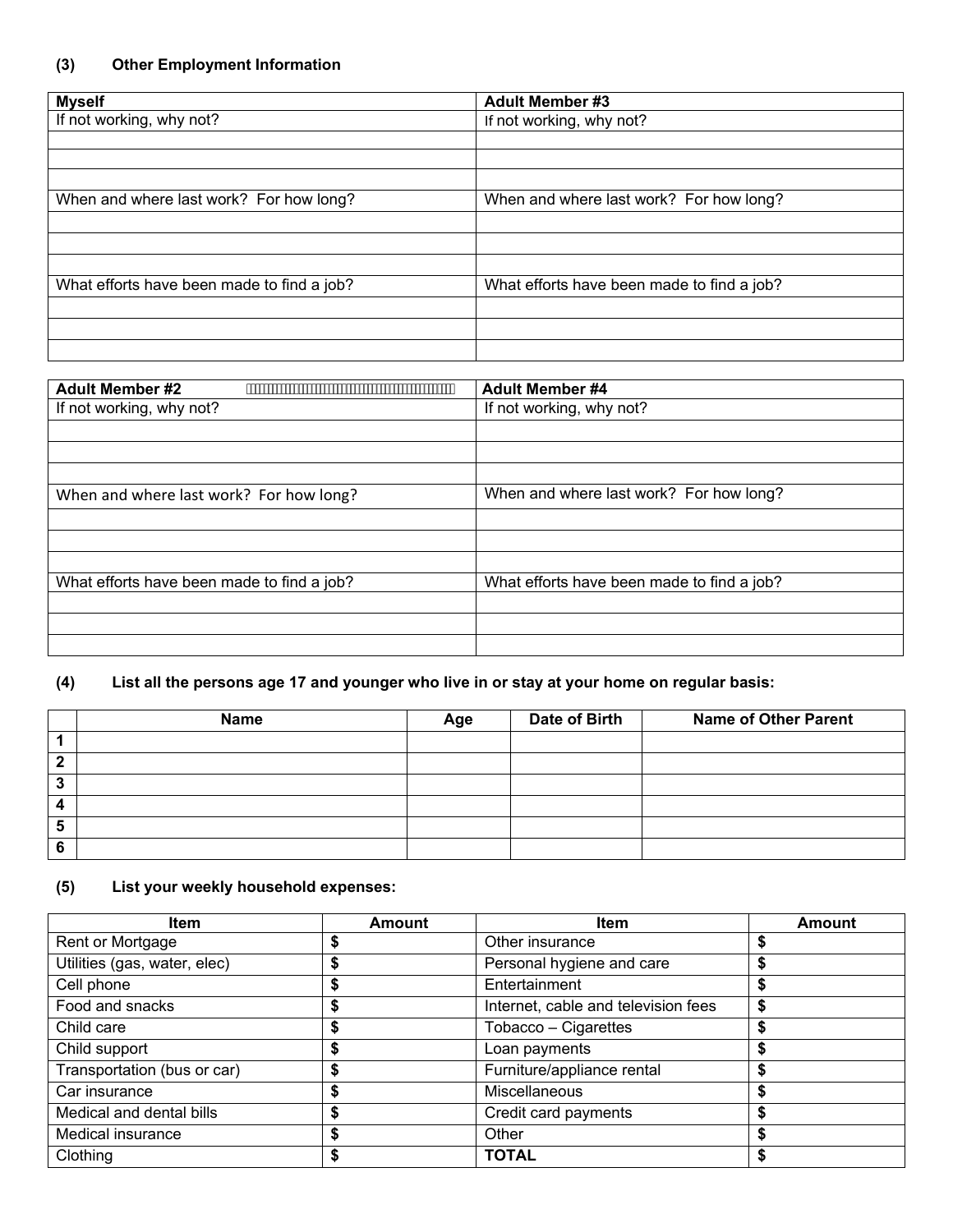### (3) Other Employment Information

| Myself | Adult Member #3 |
|---|---|
| If not working, why not? | If not working, why not? |
| | |
| | |
| | |
| When and where last work? For how long? | When and where last work? For how long? |
| | |
| | |
| | |
| What efforts have been made to find a job? | What efforts have been made to find a job? |
| | |
| | |
| | |

| Adult Member #2 | Adult Member #4 |
|---|---|
| If not working, why not? | If not working, why not? |
| | |
| | |
| | |
| When and where last work? For how long? | When and where last work? For how long? |
| | |
| | |
| | |
| What efforts have been made to find a job? | What efforts have been made to find a job? |
| | |
| | |
| | |

### (4) List all the persons age 17 and younger who live in or stay at your home on regular basis:

| | Name | Age | Date of Birth | Name of Other Parent |
|---|---|---|---|---|
| **1** | | | | |
| **2** | | | | |
| **3** | | | | |
| **4** | | | | |
| **5** | | | | |
| **6** | | | | |

### (5) List your weekly household expenses:

| Item | Amount | Item | Amount |
|---|---|---|---|
| Rent or Mortgage | **$** | Other insurance | **$** |
| Utilities (gas, water, elec) | **$** | Personal hygiene and care | **$** |
| Cell phone | **$** | Entertainment | **$** |
| Food and snacks | **$** | Internet, cable and television fees | **$** |
| Child care | **$** | Tobacco – Cigarettes | **$** |
| Child support | **$** | Loan payments | **$** |
| Transportation (bus or car) | **$** | Furniture/appliance rental | **$** |
| Car insurance | **$** | Miscellaneous | **$** |
| Medical and dental bills | **$** | Credit card payments | **$** |
| Medical insurance | **$** | Other | **$** |
| Clothing | **$** | **TOTAL** | **$** |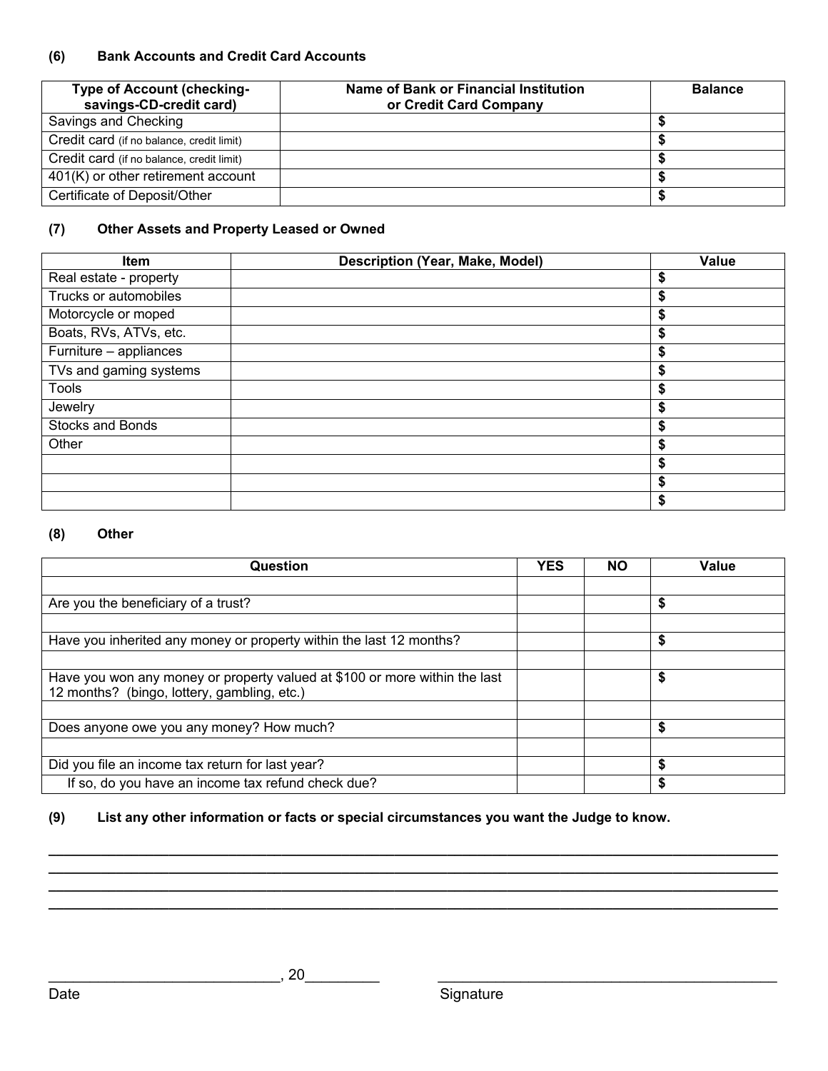### (6) Bank Accounts and Credit Card Accounts

| Type of Account (checking-savings-CD-credit card) | Name of Bank or Financial Institution or Credit Card Company | Balance |
|---|---|---|
| Savings and Checking | | $ |
| Credit card (if no balance, credit limit) | | $ |
| Credit card (if no balance, credit limit) | | $ |
| 401(K) or other retirement account | | $ |
| Certificate of Deposit/Other | | $ |

### (7) Other Assets and Property Leased or Owned

| Item | Description (Year, Make, Model) | Value |
|---|---|---|
| Real estate - property | | $ |
| Trucks or automobiles | | $ |
| Motorcycle or moped | | $ |
| Boats, RVs, ATVs, etc. | | $ |
| Furniture – appliances | | $ |
| TVs and gaming systems | | $ |
| Tools | | $ |
| Jewelry | | $ |
| Stocks and Bonds | | $ |
| Other | | $ |
| | | $ |
| | | $ |
| | | $ |

### (8) Other

| Question | YES | NO | Value |
|---|---|---|---|
| | | | |
| Are you the beneficiary of a trust? | | | $ |
| | | | |
| Have you inherited any money or property within the last 12 months? | | | $ |
| | | | |
| Have you won any money or property valued at $100 or more within the last 12 months? (bingo, lottery, gambling, etc.) | | | $ |
| | | | |
| Does anyone owe you any money? How much? | | | $ |
| | | | |
| Did you file an income tax return for last year? | | | $ |
| If so, do you have an income tax refund check due? | | | $ |

### (9) List any other information or facts or special circumstances you want the Judge to know.

______________________________________________________________________________

______________________________________________________________________________

______________________________________________________________________________

______________________________________________________________________________

____________________________, 20_________ ________________________________________

Date Signature